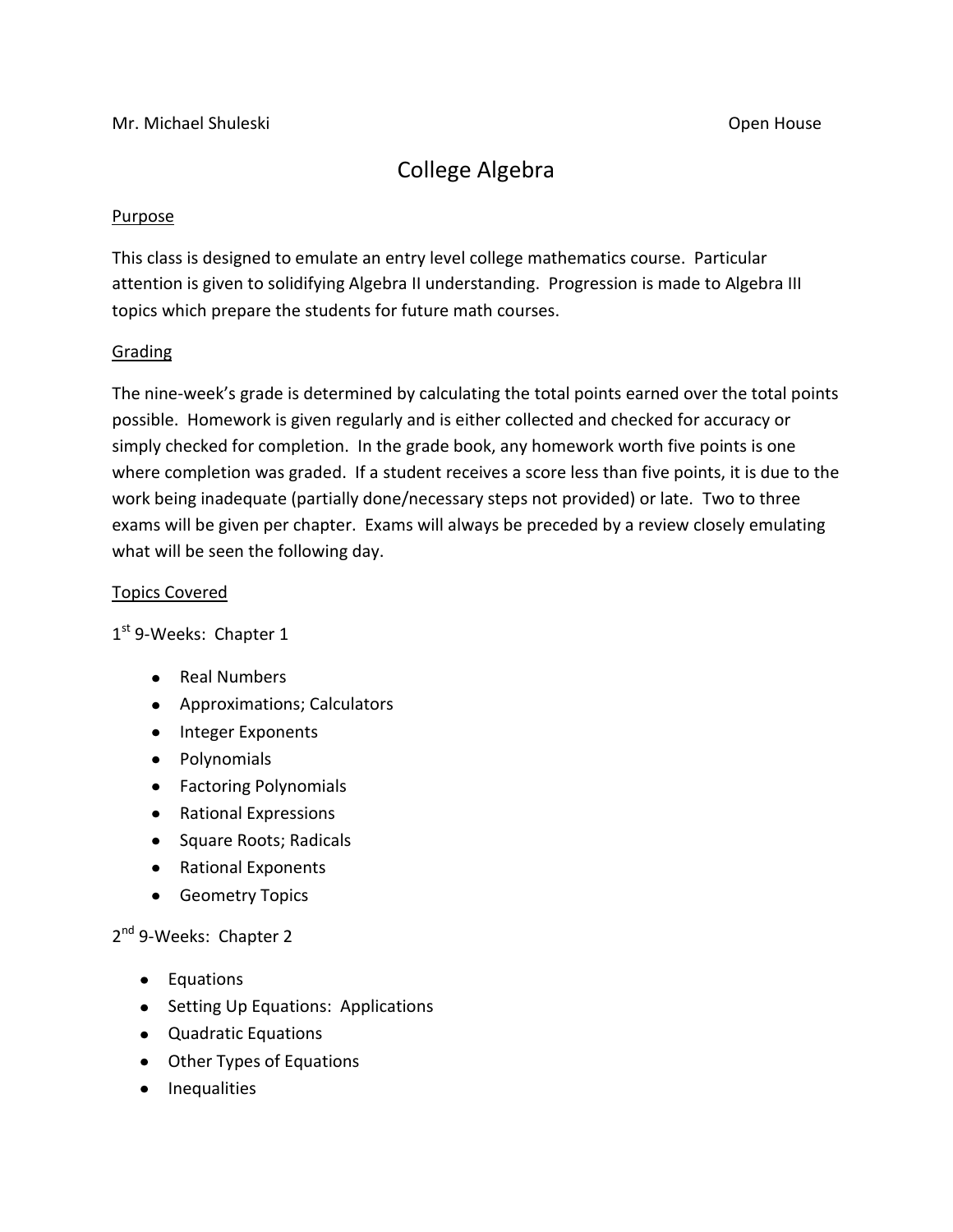Mr. Michael Shuleski  Open House

# College Algebra

## Purpose

This class is designed to emulate an entry level college mathematics course. Particular attention is given to solidifying Algebra II understanding. Progression is made to Algebra III topics which prepare the students for future math courses.

## Grading

The nine-week's grade is determined by calculating the total points earned over the total points possible. Homework is given regularly and is either collected and checked for accuracy or simply checked for completion. In the grade book, any homework worth five points is one where completion was graded. If a student receives a score less than five points, it is due to the work being inadequate (partially done/necessary steps not provided) or late. Two to three exams will be given per chapter. Exams will always be preceded by a review closely emulating what will be seen the following day.

## Topics Covered

1st 9-Weeks: Chapter 1

- Real Numbers
- Approximations; Calculators
- Integer Exponents
- Polynomials
- Factoring Polynomials
- Rational Expressions
- Square Roots; Radicals
- Rational Exponents
- Geometry Topics

2nd 9-Weeks: Chapter 2

- Equations
- Setting Up Equations: Applications
- Quadratic Equations
- Other Types of Equations
- Inequalities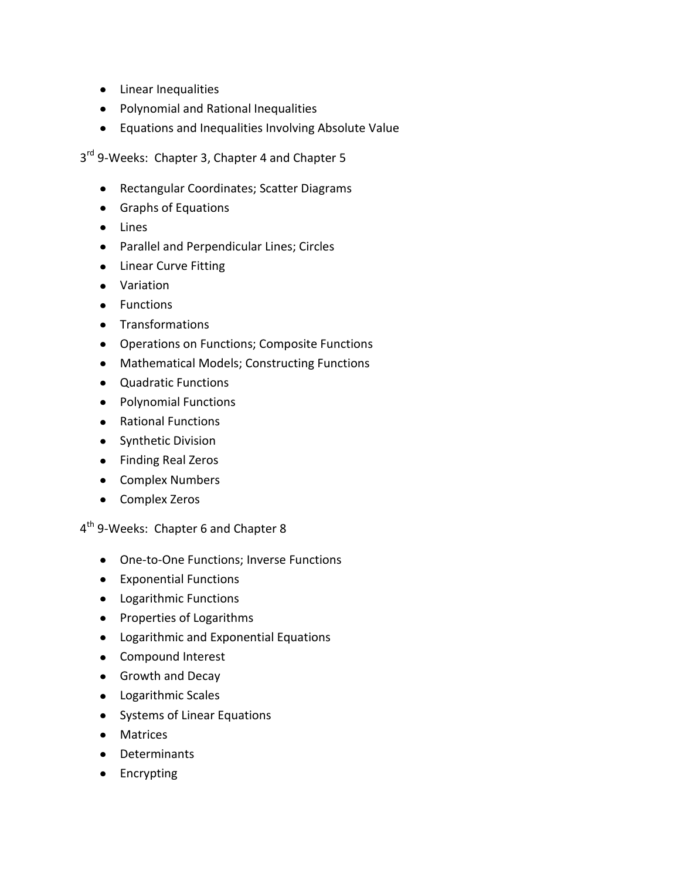- Linear Inequalities
- Polynomial and Rational Inequalities
- Equations and Inequalities Involving Absolute Value

3rd 9-Weeks: Chapter 3, Chapter 4 and Chapter 5

- Rectangular Coordinates; Scatter Diagrams
- Graphs of Equations
- Lines
- Parallel and Perpendicular Lines; Circles
- Linear Curve Fitting
- Variation
- Functions
- Transformations
- Operations on Functions; Composite Functions
- Mathematical Models; Constructing Functions
- Quadratic Functions
- Polynomial Functions
- Rational Functions
- Synthetic Division
- Finding Real Zeros
- Complex Numbers
- Complex Zeros

4th 9-Weeks: Chapter 6 and Chapter 8

- One-to-One Functions; Inverse Functions
- Exponential Functions
- Logarithmic Functions
- Properties of Logarithms
- Logarithmic and Exponential Equations
- Compound Interest
- Growth and Decay
- Logarithmic Scales
- Systems of Linear Equations
- Matrices
- Determinants
- Encrypting